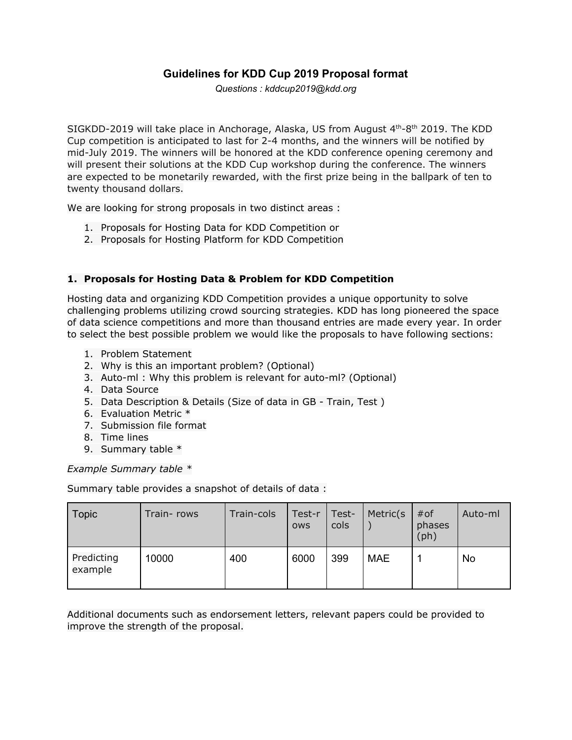# Guidelines for KDD Cup 2019 Proposal format

*Questions : kddcup2019@kdd.org*

SIGKDD-2019 will take place in Anchorage, Alaska, US from August 4th-8th 2019. The KDD Cup competition is anticipated to last for 2-4 months, and the winners will be notified by mid-July 2019. The winners will be honored at the KDD conference opening ceremony and will present their solutions at the KDD Cup workshop during the conference. The winners are expected to be monetarily rewarded, with the first prize being in the ballpark of ten to twenty thousand dollars.

We are looking for strong proposals in two distinct areas :

1. Proposals for Hosting Data for KDD Competition or
2. Proposals for Hosting Platform for KDD Competition

### 1. Proposals for Hosting Data & Problem for KDD Competition

Hosting data and organizing KDD Competition provides a unique opportunity to solve challenging problems utilizing crowd sourcing strategies. KDD has long pioneered the space of data science competitions and more than thousand entries are made every year. In order to select the best possible problem we would like the proposals to have following sections:

1. Problem Statement
2. Why is this an important problem? (Optional)
3. Auto-ml : Why this problem is relevant for auto-ml? (Optional)
4. Data Source
5. Data Description & Details (Size of data in GB - Train, Test )
6. Evaluation Metric *
7. Submission file format
8. Time lines
9. Summary table *

*Example Summary table **

Summary table provides a snapshot of details of data :

| Topic | Train- rows | Train-cols | Test-rows | Test-cols | Metric(s) | #of phases (ph) | Auto-ml |
|---|---|---|---|---|---|---|---|
| Predicting example | 10000 | 400 | 6000 | 399 | MAE | 1 | No |

Additional documents such as endorsement letters, relevant papers could be provided to improve the strength of the proposal.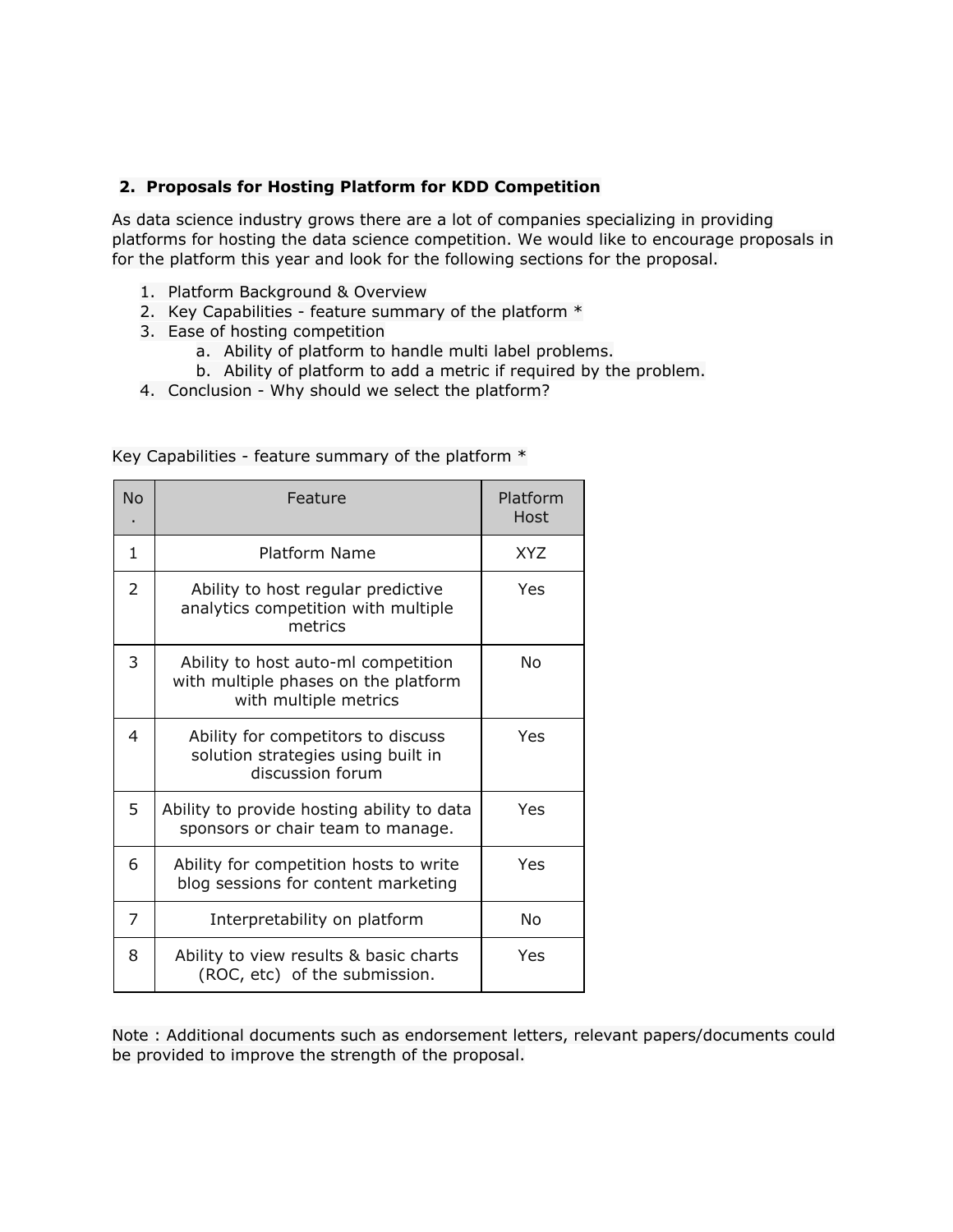## 2. Proposals for Hosting Platform for KDD Competition

As data science industry grows there are a lot of companies specializing in providing platforms for hosting the data science competition. We would like to encourage proposals in for the platform this year and look for the following sections for the proposal.

1. Platform Background & Overview
2. Key Capabilities - feature summary of the platform *
3. Ease of hosting competition
    a. Ability of platform to handle multi label problems.
    b. Ability of platform to add a metric if required by the problem.
4. Conclusion - Why should we select the platform?

Key Capabilities - feature summary of the platform *

| No. | Feature | Platform Host |
|---|---|---|
| 1 | Platform Name | XYZ |
| 2 | Ability to host regular predictive analytics competition with multiple metrics | Yes |
| 3 | Ability to host auto-ml competition with multiple phases on the platform with multiple metrics | No |
| 4 | Ability for competitors to discuss solution strategies using built in discussion forum | Yes |
| 5 | Ability to provide hosting ability to data sponsors or chair team to manage. | Yes |
| 6 | Ability for competition hosts to write blog sessions for content marketing | Yes |
| 7 | Interpretability on platform | No |
| 8 | Ability to view results & basic charts (ROC, etc) of the submission. | Yes |

Note : Additional documents such as endorsement letters, relevant papers/documents could be provided to improve the strength of the proposal.